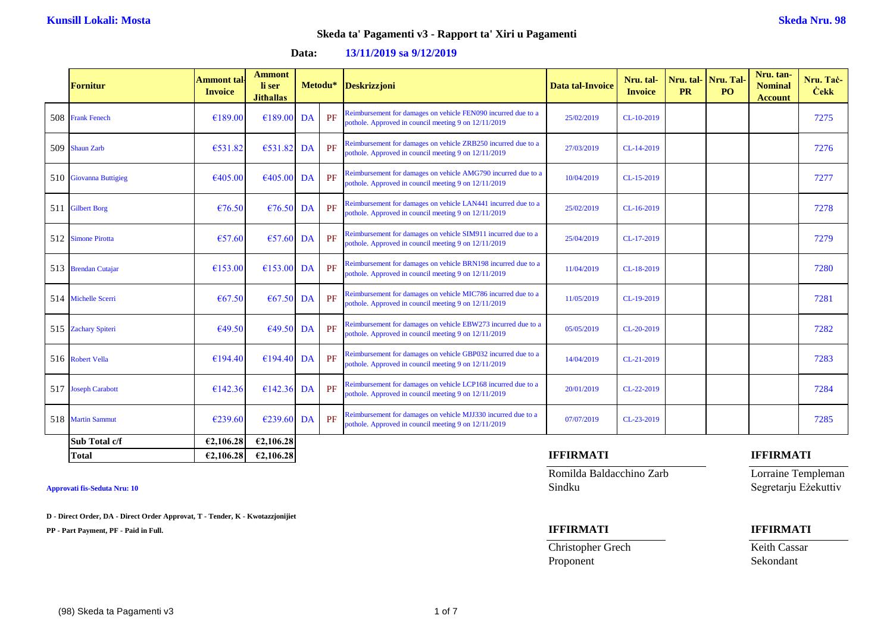**Kunsill Lokali: Mosta** | **Skeda Nru. 98**

## Skeda ta' Pagamenti v3 - Rapport ta' Xiri u Pagamenti

**Data:** **13/11/2019 sa 9/12/2019**

| | Fornitur | Ammont tal-Invoice | Ammont li ser Jitħallas | Metodu* | | Deskrizzjoni | Data tal-Invoice | Nru. tal-Invoice | Nru. tal-PR | Nru. Tal-PO | Nru. tan-Nominal Account | Nru. Taċ-Ċekk |
|---|---|---|---|---|---|---|---|---|---|---|---|---|
| 508 | Frank Fenech | €189.00 | €189.00 | DA | PF | Reimbursement for damages on vehicle FEN090 incurred due to a pothole. Approved in council meeting 9 on 12/11/2019 | 25/02/2019 | CL-10-2019 | | | | 7275 |
| 509 | Shaun Zarb | €531.82 | €531.82 | DA | PF | Reimbursement for damages on vehicle ZRB250 incurred due to a pothole. Approved in council meeting 9 on 12/11/2019 | 27/03/2019 | CL-14-2019 | | | | 7276 |
| 510 | Giovanna Buttigieg | €405.00 | €405.00 | DA | PF | Reimbursement for damages on vehicle AMG790 incurred due to a pothole. Approved in council meeting 9 on 12/11/2019 | 10/04/2019 | CL-15-2019 | | | | 7277 |
| 511 | Gilbert Borg | €76.50 | €76.50 | DA | PF | Reimbursement for damages on vehicle LAN441 incurred due to a pothole. Approved in council meeting 9 on 12/11/2019 | 25/02/2019 | CL-16-2019 | | | | 7278 |
| 512 | Simone Pirotta | €57.60 | €57.60 | DA | PF | Reimbursement for damages on vehicle SIM911 incurred due to a pothole. Approved in council meeting 9 on 12/11/2019 | 25/04/2019 | CL-17-2019 | | | | 7279 |
| 513 | Brendan Cutajar | €153.00 | €153.00 | DA | PF | Reimbursement for damages on vehicle BRN198 incurred due to a pothole. Approved in council meeting 9 on 12/11/2019 | 11/04/2019 | CL-18-2019 | | | | 7280 |
| 514 | Michelle Scerri | €67.50 | €67.50 | DA | PF | Reimbursement for damages on vehicle MIC786 incurred due to a pothole. Approved in council meeting 9 on 12/11/2019 | 11/05/2019 | CL-19-2019 | | | | 7281 |
| 515 | Zachary Spiteri | €49.50 | €49.50 | DA | PF | Reimbursement for damages on vehicle EBW273 incurred due to a pothole. Approved in council meeting 9 on 12/11/2019 | 05/05/2019 | CL-20-2019 | | | | 7282 |
| 516 | Robert Vella | €194.40 | €194.40 | DA | PF | Reimbursement for damages on vehicle GBP032 incurred due to a pothole. Approved in council meeting 9 on 12/11/2019 | 14/04/2019 | CL-21-2019 | | | | 7283 |
| 517 | Joseph Carabott | €142.36 | €142.36 | DA | PF | Reimbursement for damages on vehicle LCP168 incurred due to a pothole. Approved in council meeting 9 on 12/11/2019 | 20/01/2019 | CL-22-2019 | | | | 7284 |
| 518 | Martin Sammut | €239.60 | €239.60 | DA | PF | Reimbursement for damages on vehicle MJJ330 incurred due to a pothole. Approved in council meeting 9 on 12/11/2019 | 07/07/2019 | CL-23-2019 | | | | 7285 |
| | **Sub Total c/f** | **€2,106.28** | **€2,106.28** | | | | | | | | | |
| | **Total** | **€2,106.28** | **€2,106.28** | | | | | | | | | |

**Approvati fis-Seduta Nru: 10**

**D - Direct Order, DA - Direct Order Approvat, T - Tender, K - Kwotazzjonijiet**

**PP - Part Payment, PF - Paid in Full.**

**IFFIRMATI**

Romilda Baldacchino Zarb
Sindku

**IFFIRMATI**

Lorraine Templeman
Segretarju Eżekuttiv

**IFFIRMATI**

Christopher Grech
Proponent

**IFFIRMATI**

Keith Cassar
Sekondant

(98) Skeda ta Pagamenti v3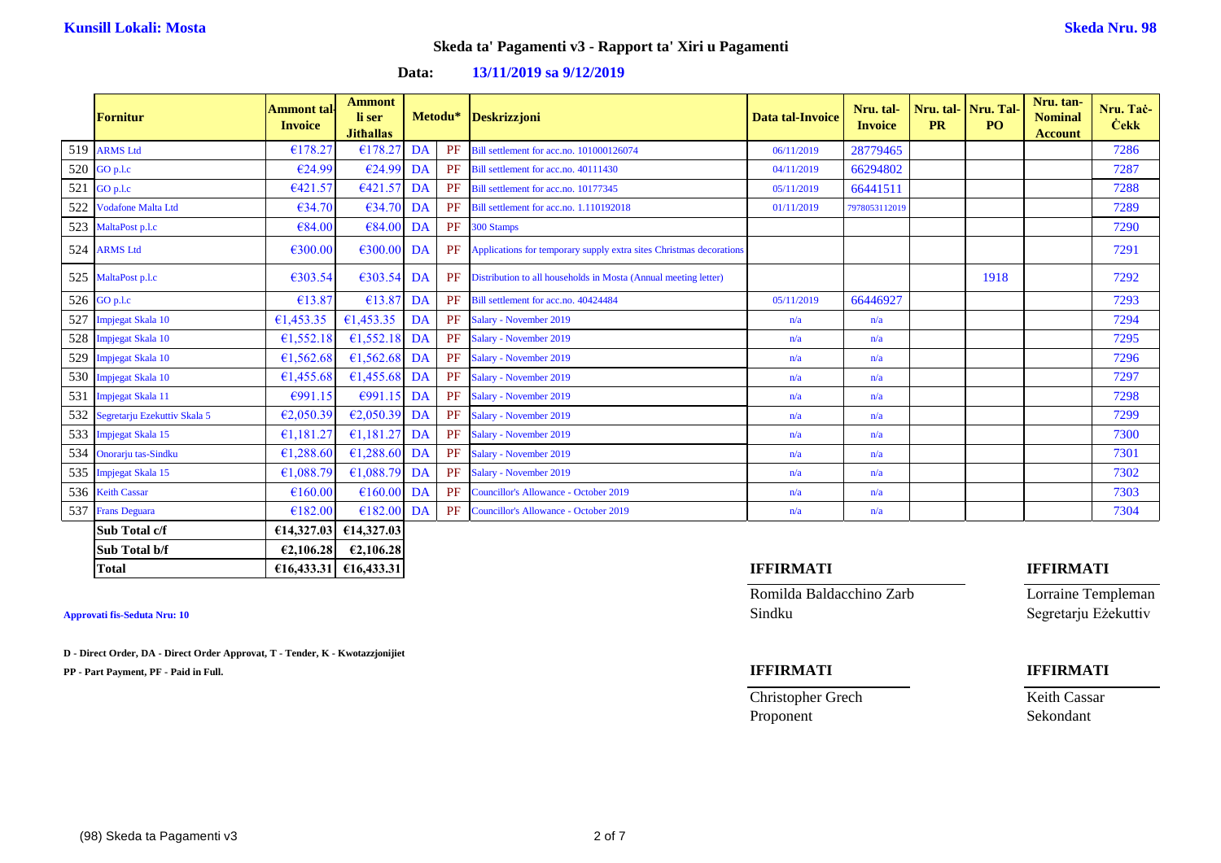**Kunsill Lokali: Mosta** **Skeda Nru. 98**

## Skeda ta' Pagamenti v3 - Rapport ta' Xiri u Pagamenti

**Data:** **13/11/2019 sa 9/12/2019**

| | Fornitur | Ammont tal-Invoice | Ammont li ser Jitħallas | Metodu* | | Deskrizzjoni | Data tal-Invoice | Nru. tal-Invoice | Nru. tal-PR | Nru. Tal-PO | Nru. tan-Nominal Account | Nru. Taċ-Ċekk |
|---|---|---|---|---|---|---|---|---|---|---|---|---|
| 519 | ARMS Ltd | €178.27 | €178.27 | DA | PF | Bill settlement for acc.no. 101000126074 | 06/11/2019 | 28779465 | | | | 7286 |
| 520 | GO p.l.c | €24.99 | €24.99 | DA | PF | Bill settlement for acc.no. 40111430 | 04/11/2019 | 66294802 | | | | 7287 |
| 521 | GO p.l.c | €421.57 | €421.57 | DA | PF | Bill settlement for acc.no. 10177345 | 05/11/2019 | 66441511 | | | | 7288 |
| 522 | Vodafone Malta Ltd | €34.70 | €34.70 | DA | PF | Bill settlement for acc.no. 1.110192018 | 01/11/2019 | 7978053112019 | | | | 7289 |
| 523 | MaltaPost p.l.c | €84.00 | €84.00 | DA | PF | 300 Stamps | | | | | | 7290 |
| 524 | ARMS Ltd | €300.00 | €300.00 | DA | PF | Applications for temporary supply extra sites Christmas decorations | | | | | | 7291 |
| 525 | MaltaPost p.l.c | €303.54 | €303.54 | DA | PF | Distribution to all households in Mosta (Annual meeting letter) | | | | 1918 | | 7292 |
| 526 | GO p.l.c | €13.87 | €13.87 | DA | PF | Bill settlement for acc.no. 40424484 | 05/11/2019 | 66446927 | | | | 7293 |
| 527 | Impjegat Skala 10 | €1,453.35 | €1,453.35 | DA | PF | Salary - November 2019 | n/a | n/a | | | | 7294 |
| 528 | Impjegat Skala 10 | €1,552.18 | €1,552.18 | DA | PF | Salary - November 2019 | n/a | n/a | | | | 7295 |
| 529 | Impjegat Skala 10 | €1,562.68 | €1,562.68 | DA | PF | Salary - November 2019 | n/a | n/a | | | | 7296 |
| 530 | Impjegat Skala 10 | €1,455.68 | €1,455.68 | DA | PF | Salary - November 2019 | n/a | n/a | | | | 7297 |
| 531 | Impjegat Skala 11 | €991.15 | €991.15 | DA | PF | Salary - November 2019 | n/a | n/a | | | | 7298 |
| 532 | Segretarju Ezekuttiv Skala 5 | €2,050.39 | €2,050.39 | DA | PF | Salary - November 2019 | n/a | n/a | | | | 7299 |
| 533 | Impjegat Skala 15 | €1,181.27 | €1,181.27 | DA | PF | Salary - November 2019 | n/a | n/a | | | | 7300 |
| 534 | Onorarju tas-Sindku | €1,288.60 | €1,288.60 | DA | PF | Salary - November 2019 | n/a | n/a | | | | 7301 |
| 535 | Impjegat Skala 15 | €1,088.79 | €1,088.79 | DA | PF | Salary - November 2019 | n/a | n/a | | | | 7302 |
| 536 | Keith Cassar | €160.00 | €160.00 | DA | PF | Councillor's Allowance - October 2019 | n/a | n/a | | | | 7303 |
| 537 | Frans Deguara | €182.00 | €182.00 | DA | PF | Councillor's Allowance - October 2019 | n/a | n/a | | | | 7304 |
| | **Sub Total c/f** | **€14,327.03** | **€14,327.03** | | | | | | | | | |
| | **Sub Total b/f** | **€2,106.28** | **€2,106.28** | | | | | | | | | |
| | **Total** | **€16,433.31** | **€16,433.31** | | | | | | | | | |

**Approvati fis-Seduta Nru: 10**

**D - Direct Order, DA - Direct Order Approvat, T - Tender, K - Kwotazzjonijiet**

**PP - Part Payment, PF - Paid in Full.**

**IFFIRMATI**

Romilda Baldacchino Zarb
Sindku

**IFFIRMATI**

Lorraine Templeman
Segretarju Eżekuttiv

**IFFIRMATI**

Christopher Grech
Proponent

**IFFIRMATI**

Keith Cassar
Sekondant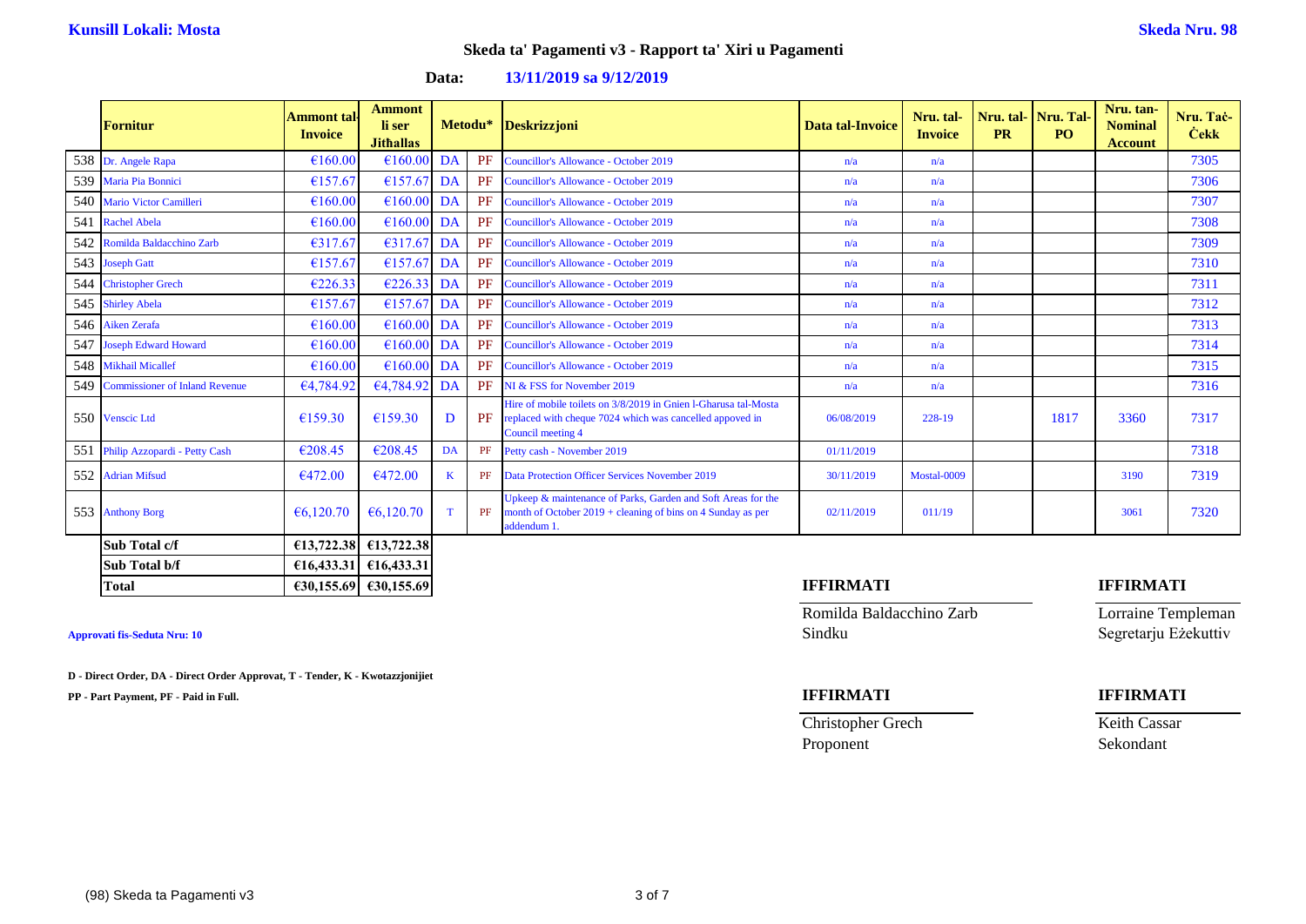**Kunsill Lokali: Mosta** **Skeda Nru. 98**

# Skeda ta' Pagamenti v3 - Rapport ta' Xiri u Pagamenti

**Data: 13/11/2019 sa 9/12/2019**

| | Fornitur | Ammont tal-Invoice | Ammont li ser Jitħallas | Metodu* | | Deskrizzjoni | Data tal-Invoice | Nru. tal-Invoice | Nru. tal-PR | Nru. Tal-PO | Nru. tan-Nominal Account | Nru. Taċ-Ċekk |
|---|---|---|---|---|---|---|---|---|---|---|---|---|
| 538 | Dr. Angele Rapa | €160.00 | €160.00 | DA | PF | Councillor's Allowance - October 2019 | n/a | n/a | | | | 7305 |
| 539 | Maria Pia Bonnici | €157.67 | €157.67 | DA | PF | Councillor's Allowance - October 2019 | n/a | n/a | | | | 7306 |
| 540 | Mario Victor Camilleri | €160.00 | €160.00 | DA | PF | Councillor's Allowance - October 2019 | n/a | n/a | | | | 7307 |
| 541 | Rachel Abela | €160.00 | €160.00 | DA | PF | Councillor's Allowance - October 2019 | n/a | n/a | | | | 7308 |
| 542 | Romilda Baldacchino Zarb | €317.67 | €317.67 | DA | PF | Councillor's Allowance - October 2019 | n/a | n/a | | | | 7309 |
| 543 | Joseph Gatt | €157.67 | €157.67 | DA | PF | Councillor's Allowance - October 2019 | n/a | n/a | | | | 7310 |
| 544 | Christopher Grech | €226.33 | €226.33 | DA | PF | Councillor's Allowance - October 2019 | n/a | n/a | | | | 7311 |
| 545 | Shirley Abela | €157.67 | €157.67 | DA | PF | Councillor's Allowance - October 2019 | n/a | n/a | | | | 7312 |
| 546 | Aiken Zerafa | €160.00 | €160.00 | DA | PF | Councillor's Allowance - October 2019 | n/a | n/a | | | | 7313 |
| 547 | Joseph Edward Howard | €160.00 | €160.00 | DA | PF | Councillor's Allowance - October 2019 | n/a | n/a | | | | 7314 |
| 548 | Mikhail Micallef | €160.00 | €160.00 | DA | PF | Councillor's Allowance - October 2019 | n/a | n/a | | | | 7315 |
| 549 | Commissioner of Inland Revenue | €4,784.92 | €4,784.92 | DA | PF | NI & FSS for November 2019 | n/a | n/a | | | | 7316 |
| 550 | Venscic Ltd | €159.30 | €159.30 | D | PF | Hire of mobile toilets on 3/8/2019 in Gnien l-Gharusa tal-Mosta replaced with cheque 7024 which was cancelled appoved in Council meeting 4 | 06/08/2019 | 228-19 | | 1817 | 3360 | 7317 |
| 551 | Philip Azzopardi - Petty Cash | €208.45 | €208.45 | DA | PF | Petty cash - November 2019 | 01/11/2019 | | | | | 7318 |
| 552 | Adrian Mifsud | €472.00 | €472.00 | K | PF | Data Protection Officer Services November 2019 | 30/11/2019 | Mostal-0009 | | | 3190 | 7319 |
| 553 | Anthony Borg | €6,120.70 | €6,120.70 | T | PF | Upkeep & maintenance of Parks, Garden and Soft Areas for the month of October 2019 + cleaning of bins on 4 Sunday as per addendum 1. | 02/11/2019 | 011/19 | | | 3061 | 7320 |
| | **Sub Total c/f** | **€13,722.38** | **€13,722.38** | | | | | | | | | |
| | **Sub Total b/f** | **€16,433.31** | **€16,433.31** | | | | | | | | | |
| | **Total** | **€30,155.69** | **€30,155.69** | | | | | | | | | |

**Approvati fis-Seduta Nru: 10**

**D - Direct Order, DA - Direct Order Approvat, T - Tender, K - Kwotazzjonijiet**

**PP - Part Payment, PF - Paid in Full.**

| **IFFIRMATI** | **IFFIRMATI** |
|---|---|
| Romilda Baldacchino Zarb | Lorraine Templeman |
| Sindku | Segretarju Eżekuttiv |

| **IFFIRMATI** | **IFFIRMATI** |
|---|---|
| Christopher Grech | Keith Cassar |
| Proponent | Sekondant |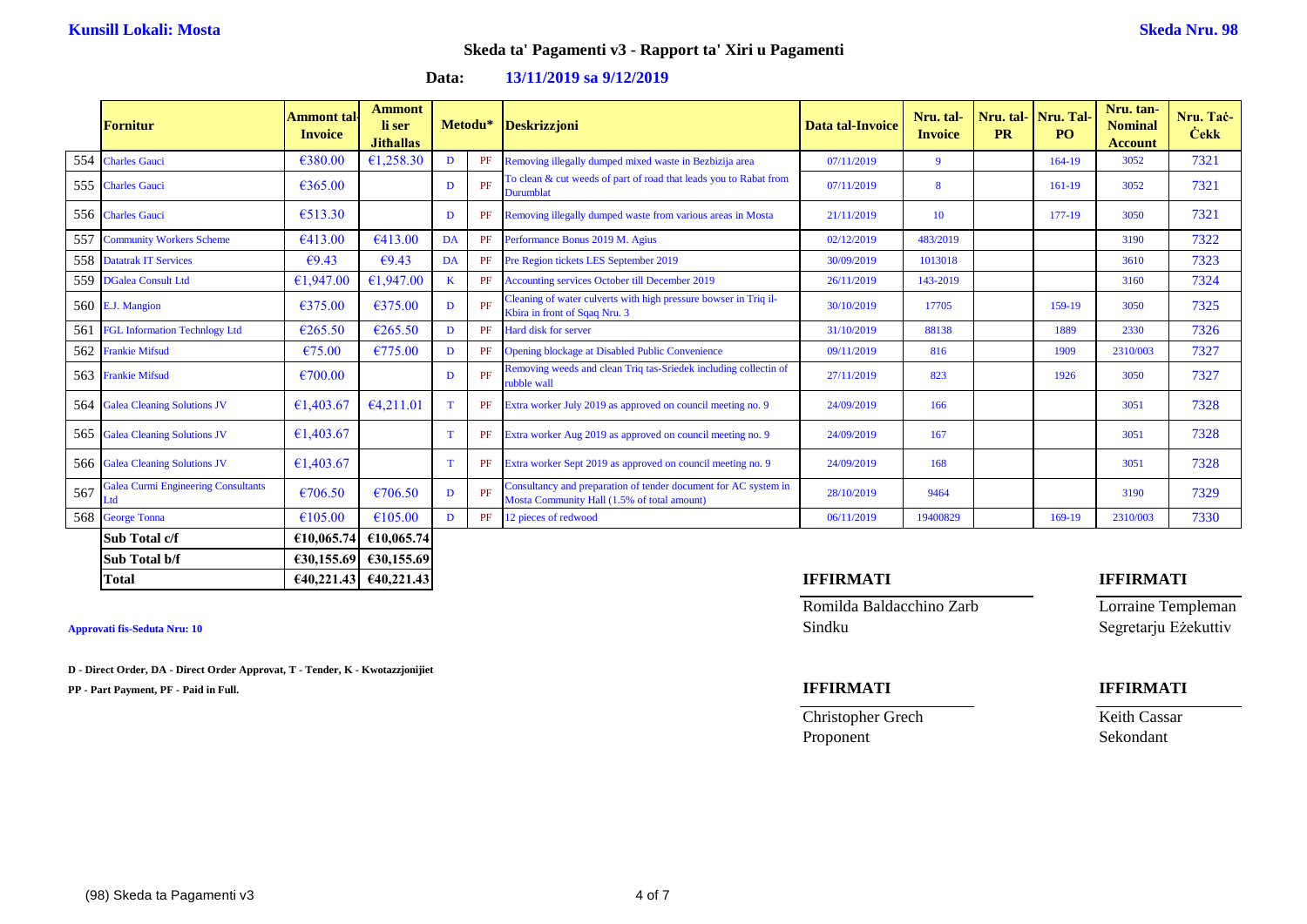**Kunsill Lokali: Mosta** **Skeda Nru. 98**

## Skeda ta' Pagamenti v3 - Rapport ta' Xiri u Pagamenti

**Data: 13/11/2019 sa 9/12/2019**

| | Fornitur | Ammont tal-Invoice | Ammont li ser Jitħallas | Metodu* | | Deskrizzjoni | Data tal-Invoice | Nru. tal-Invoice | Nru. tal-PR | Nru. Tal-PO | Nru. tan-Nominal Account | Nru. Taċ-Ċekk |
|---|---|---|---|---|---|---|---|---|---|---|---|---|
| 554 | Charles Gauci | €380.00 | €1,258.30 | D | PF | Removing illegally dumped mixed waste in Bezbizija area | 07/11/2019 | 9 | | 164-19 | 3052 | 7321 |
| 555 | Charles Gauci | €365.00 | | D | PF | To clean & cut weeds of part of road that leads you to Rabat from Durumblat | 07/11/2019 | 8 | | 161-19 | 3052 | 7321 |
| 556 | Charles Gauci | €513.30 | | D | PF | Removing illegally dumped waste from various areas in Mosta | 21/11/2019 | 10 | | 177-19 | 3050 | 7321 |
| 557 | Community Workers Scheme | €413.00 | €413.00 | DA | PF | Performance Bonus 2019 M. Agius | 02/12/2019 | 483/2019 | | | 3190 | 7322 |
| 558 | Datatrak IT Services | €9.43 | €9.43 | DA | PF | Pre Region tickets LES September 2019 | 30/09/2019 | 1013018 | | | 3610 | 7323 |
| 559 | DGalea Consult Ltd | €1,947.00 | €1,947.00 | K | PF | Accounting services October till December 2019 | 26/11/2019 | 143-2019 | | | 3160 | 7324 |
| 560 | E.J. Mangion | €375.00 | €375.00 | D | PF | Cleaning of water culverts with high pressure bowser in Triq il-Kbira in front of Sqaq Nru. 3 | 30/10/2019 | 17705 | | 159-19 | 3050 | 7325 |
| 561 | FGL Information Technlogy Ltd | €265.50 | €265.50 | D | PF | Hard disk for server | 31/10/2019 | 88138 | | 1889 | 2330 | 7326 |
| 562 | Frankie Mifsud | €75.00 | €775.00 | D | PF | Opening blockage at Disabled Public Convenience | 09/11/2019 | 816 | | 1909 | 2310/003 | 7327 |
| 563 | Frankie Mifsud | €700.00 | | D | PF | Removing weeds and clean Triq tas-Sriedek including collectin of rubble wall | 27/11/2019 | 823 | | 1926 | 3050 | 7327 |
| 564 | Galea Cleaning Solutions JV | €1,403.67 | €4,211.01 | T | PF | Extra worker July 2019 as approved on council meeting no. 9 | 24/09/2019 | 166 | | | 3051 | 7328 |
| 565 | Galea Cleaning Solutions JV | €1,403.67 | | T | PF | Extra worker Aug 2019 as approved on council meeting no. 9 | 24/09/2019 | 167 | | | 3051 | 7328 |
| 566 | Galea Cleaning Solutions JV | €1,403.67 | | T | PF | Extra worker Sept 2019 as approved on council meeting no. 9 | 24/09/2019 | 168 | | | 3051 | 7328 |
| 567 | Galea Curmi Engineering Consultants Ltd | €706.50 | €706.50 | D | PF | Consultancy and preparation of tender document for AC system in Mosta Community Hall (1.5% of total amount) | 28/10/2019 | 9464 | | | 3190 | 7329 |
| 568 | George Tonna | €105.00 | €105.00 | D | PF | 12 pieces of redwood | 06/11/2019 | 19400829 | | 169-19 | 2310/003 | 7330 |
| | **Sub Total c/f** | **€10,065.74** | **€10,065.74** | | | | | | | | | |
| | **Sub Total b/f** | **€30,155.69** | **€30,155.69** | | | | | | | | | |
| | **Total** | **€40,221.43** | **€40,221.43** | | | | | | | | | |

**Approvati fis-Seduta Nru: 10**

**D - Direct Order, DA - Direct Order Approvat, T - Tender, K - Kwotazzjonijiet**

**PP - Part Payment, PF - Paid in Full.**

**IFFIRMATI**

Romilda Baldacchino Zarb
Sindku

**IFFIRMATI**

Lorraine Templeman
Segretarju Eżekuttiv

**IFFIRMATI**

Christopher Grech
Proponent

**IFFIRMATI**

Keith Cassar
Sekondant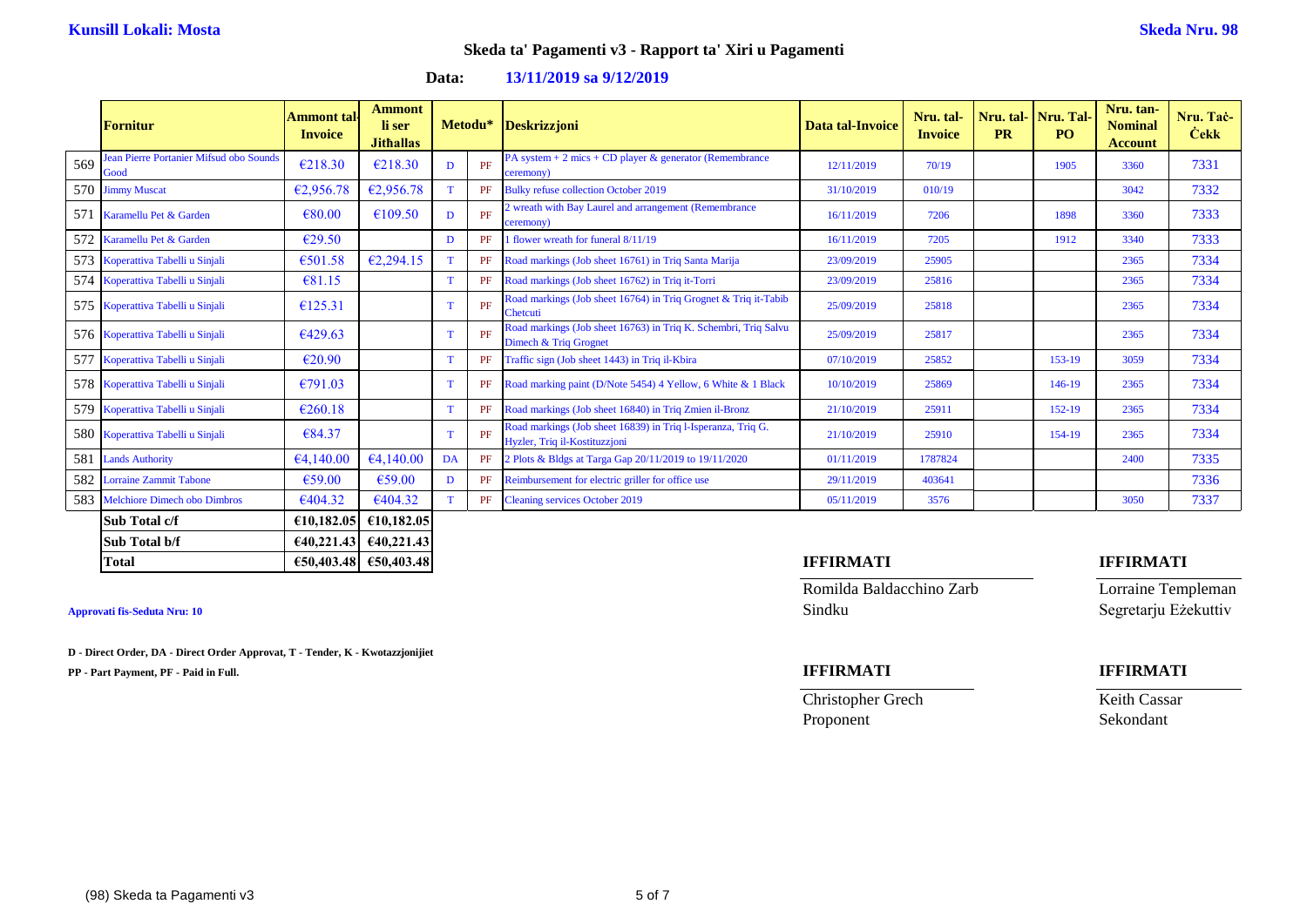**Kunsill Lokali: Mosta** **Skeda Nru. 98**

## Skeda ta' Pagamenti v3 - Rapport ta' Xiri u Pagamenti

**Data: 13/11/2019 sa 9/12/2019**

| | Fornitur | Ammont tal-Invoice | Ammont li ser Jithallas | Metodu* | | Deskrizzjoni | Data tal-Invoice | Nru. tal-Invoice | Nru. tal-PR | Nru. Tal-PO | Nru. tan-Nominal Account | Nru. Taċ-Ċekk |
|---|---|---|---|---|---|---|---|---|---|---|---|---|
| 569 | Jean Pierre Portanier Mifsud obo Sounds Good | €218.30 | €218.30 | D | PF | PA system + 2 mics + CD player & generator (Remembrance ceremony) | 12/11/2019 | 70/19 | | 1905 | 3360 | 7331 |
| 570 | Jimmy Muscat | €2,956.78 | €2,956.78 | T | PF | Bulky refuse collection October 2019 | 31/10/2019 | 010/19 | | | 3042 | 7332 |
| 571 | Karamellu Pet & Garden | €80.00 | €109.50 | D | PF | 2 wreath with Bay Laurel and arrangement (Remembrance ceremony) | 16/11/2019 | 7206 | | 1898 | 3360 | 7333 |
| 572 | Karamellu Pet & Garden | €29.50 | | D | PF | 1 flower wreath for funeral 8/11/19 | 16/11/2019 | 7205 | | 1912 | 3340 | 7333 |
| 573 | Koperattiva Tabelli u Sinjali | €501.58 | €2,294.15 | T | PF | Road markings (Job sheet 16761) in Triq Santa Marija | 23/09/2019 | 25905 | | | 2365 | 7334 |
| 574 | Koperattiva Tabelli u Sinjali | €81.15 | | T | PF | Road markings (Job sheet 16762) in Triq it-Torri | 23/09/2019 | 25816 | | | 2365 | 7334 |
| 575 | Koperattiva Tabelli u Sinjali | €125.31 | | T | PF | Road markings (Job sheet 16764) in Triq Grognet & Triq it-Tabib Chetcuti | 25/09/2019 | 25818 | | | 2365 | 7334 |
| 576 | Koperattiva Tabelli u Sinjali | €429.63 | | T | PF | Road markings (Job sheet 16763) in Triq K. Schembri, Triq Salvu Dimech & Triq Grognet | 25/09/2019 | 25817 | | | 2365 | 7334 |
| 577 | Koperattiva Tabelli u Sinjali | €20.90 | | T | PF | Traffic sign (Job sheet 1443) in Triq il-Kbira | 07/10/2019 | 25852 | | 153-19 | 3059 | 7334 |
| 578 | Koperattiva Tabelli u Sinjali | €791.03 | | T | PF | Road marking paint (D/Note 5454) 4 Yellow, 6 White & 1 Black | 10/10/2019 | 25869 | | 146-19 | 2365 | 7334 |
| 579 | Koperattiva Tabelli u Sinjali | €260.18 | | T | PF | Road markings (Job sheet 16840) in Triq Zmien il-Bronz | 21/10/2019 | 25911 | | 152-19 | 2365 | 7334 |
| 580 | Koperattiva Tabelli u Sinjali | €84.37 | | T | PF | Road markings (Job sheet 16839) in Triq l-Isperanza, Triq G. Hyzler, Triq il-Kostituzzjoni | 21/10/2019 | 25910 | | 154-19 | 2365 | 7334 |
| 581 | Lands Authority | €4,140.00 | €4,140.00 | DA | PF | 2 Plots & Bldgs at Targa Gap 20/11/2019 to 19/11/2020 | 01/11/2019 | 1787824 | | | 2400 | 7335 |
| 582 | Lorraine Zammit Tabone | €59.00 | €59.00 | D | PF | Reimbursement for electric griller for office use | 29/11/2019 | 403641 | | | | 7336 |
| 583 | Melchiore Dimech obo Dimbros | €404.32 | €404.32 | T | PF | Cleaning services October 2019 | 05/11/2019 | 3576 | | | 3050 | 7337 |
| | **Sub Total c/f** | **€10,182.05** | **€10,182.05** | | | | | | | | | |
| | **Sub Total b/f** | **€40,221.43** | **€40,221.43** | | | | | | | | | |
| | **Total** | **€50,403.48** | **€50,403.48** | | | | | | | | | |

**Approvati fis-Seduta Nru: 10**

**D - Direct Order, DA - Direct Order Approvat, T - Tender, K - Kwotazzjonijiet**

**PP - Part Payment, PF - Paid in Full.**

**IFFIRMATI**

Romilda Baldacchino Zarb
Sindku

**IFFIRMATI**

Lorraine Templeman
Segretarju Eżekuttiv

**IFFIRMATI**

Christopher Grech
Proponent

**IFFIRMATI**

Keith Cassar
Sekondant

(98) Skeda ta Pagamenti v3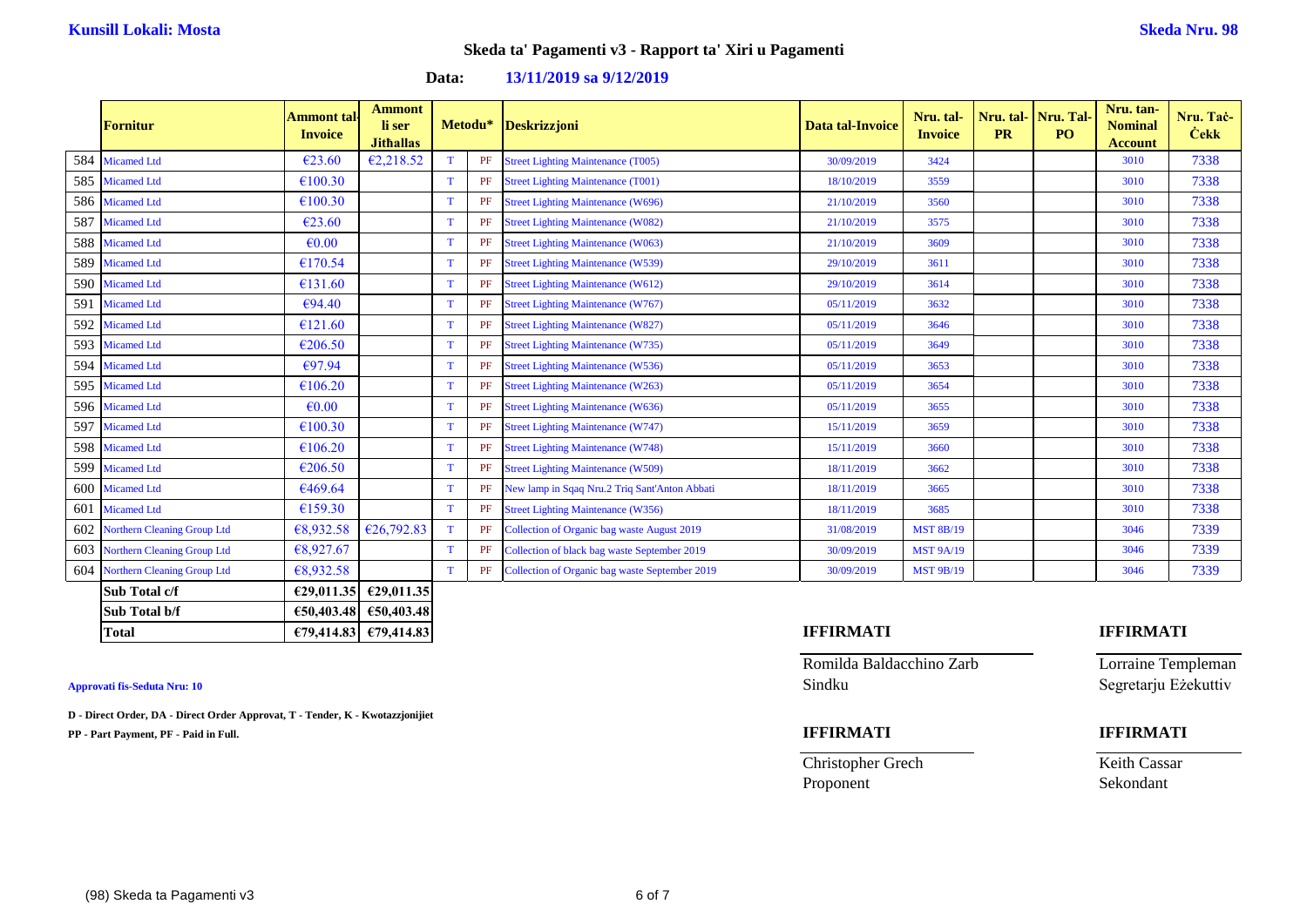**Kunsill Lokali: Mosta** **Skeda Nru. 98**

## Skeda ta' Pagamenti v3 - Rapport ta' Xiri u Pagamenti

**Data: 13/11/2019 sa 9/12/2019**

| | Fornitur | Ammont tal-Invoice | Ammont li ser Jitħallas | Metodu* | | Deskrizzjoni | Data tal-Invoice | Nru. tal-Invoice | Nru. tal-PR | Nru. Tal-PO | Nru. tan-Nominal Account | Nru. Taċ-Ċekk |
|---|---|---|---|---|---|---|---|---|---|---|---|---|
| 584 | Micamed Ltd | €23.60 | €2,218.52 | T | PF | Street Lighting Maintenance (T005) | 30/09/2019 | 3424 | | | 3010 | 7338 |
| 585 | Micamed Ltd | €100.30 | | T | PF | Street Lighting Maintenance (T001) | 18/10/2019 | 3559 | | | 3010 | 7338 |
| 586 | Micamed Ltd | €100.30 | | T | PF | Street Lighting Maintenance (W696) | 21/10/2019 | 3560 | | | 3010 | 7338 |
| 587 | Micamed Ltd | €23.60 | | T | PF | Street Lighting Maintenance (W082) | 21/10/2019 | 3575 | | | 3010 | 7338 |
| 588 | Micamed Ltd | €0.00 | | T | PF | Street Lighting Maintenance (W063) | 21/10/2019 | 3609 | | | 3010 | 7338 |
| 589 | Micamed Ltd | €170.54 | | T | PF | Street Lighting Maintenance (W539) | 29/10/2019 | 3611 | | | 3010 | 7338 |
| 590 | Micamed Ltd | €131.60 | | T | PF | Street Lighting Maintenance (W612) | 29/10/2019 | 3614 | | | 3010 | 7338 |
| 591 | Micamed Ltd | €94.40 | | T | PF | Street Lighting Maintenance (W767) | 05/11/2019 | 3632 | | | 3010 | 7338 |
| 592 | Micamed Ltd | €121.60 | | T | PF | Street Lighting Maintenance (W827) | 05/11/2019 | 3646 | | | 3010 | 7338 |
| 593 | Micamed Ltd | €206.50 | | T | PF | Street Lighting Maintenance (W735) | 05/11/2019 | 3649 | | | 3010 | 7338 |
| 594 | Micamed Ltd | €97.94 | | T | PF | Street Lighting Maintenance (W536) | 05/11/2019 | 3653 | | | 3010 | 7338 |
| 595 | Micamed Ltd | €106.20 | | T | PF | Street Lighting Maintenance (W263) | 05/11/2019 | 3654 | | | 3010 | 7338 |
| 596 | Micamed Ltd | €0.00 | | T | PF | Street Lighting Maintenance (W636) | 05/11/2019 | 3655 | | | 3010 | 7338 |
| 597 | Micamed Ltd | €100.30 | | T | PF | Street Lighting Maintenance (W747) | 15/11/2019 | 3659 | | | 3010 | 7338 |
| 598 | Micamed Ltd | €106.20 | | T | PF | Street Lighting Maintenance (W748) | 15/11/2019 | 3660 | | | 3010 | 7338 |
| 599 | Micamed Ltd | €206.50 | | T | PF | Street Lighting Maintenance (W509) | 18/11/2019 | 3662 | | | 3010 | 7338 |
| 600 | Micamed Ltd | €469.64 | | T | PF | New lamp in Sqaq Nru.2 Triq Sant'Anton Abbati | 18/11/2019 | 3665 | | | 3010 | 7338 |
| 601 | Micamed Ltd | €159.30 | | T | PF | Street Lighting Maintenance (W356) | 18/11/2019 | 3685 | | | 3010 | 7338 |
| 602 | Northern Cleaning Group Ltd | €8,932.58 | €26,792.83 | T | PF | Collection of Organic bag waste August 2019 | 31/08/2019 | MST 8B/19 | | | 3046 | 7339 |
| 603 | Northern Cleaning Group Ltd | €8,927.67 | | T | PF | Collection of black bag waste September 2019 | 30/09/2019 | MST 9A/19 | | | 3046 | 7339 |
| 604 | Northern Cleaning Group Ltd | €8,932.58 | | T | PF | Collection of Organic bag waste September 2019 | 30/09/2019 | MST 9B/19 | | | 3046 | 7339 |
| | **Sub Total c/f** | **€29,011.35** | **€29,011.35** | | | | | | | | | |
| | **Sub Total b/f** | **€50,403.48** | **€50,403.48** | | | | | | | | | |
| | **Total** | **€79,414.83** | **€79,414.83** | | | | | | | | | |

**Approvati fis-Seduta Nru: 10**

**D - Direct Order, DA - Direct Order Approvat, T - Tender, K - Kwotazzjonijiet**

**PP - Part Payment, PF - Paid in Full.**

**IFFIRMATI**

Romilda Baldacchino Zarb
Sindku

**IFFIRMATI**

Lorraine Templeman
Segretarju Eżekuttiv

**IFFIRMATI**

Christopher Grech
Proponent

**IFFIRMATI**

Keith Cassar
Sekondant

(98) Skeda ta Pagamenti v3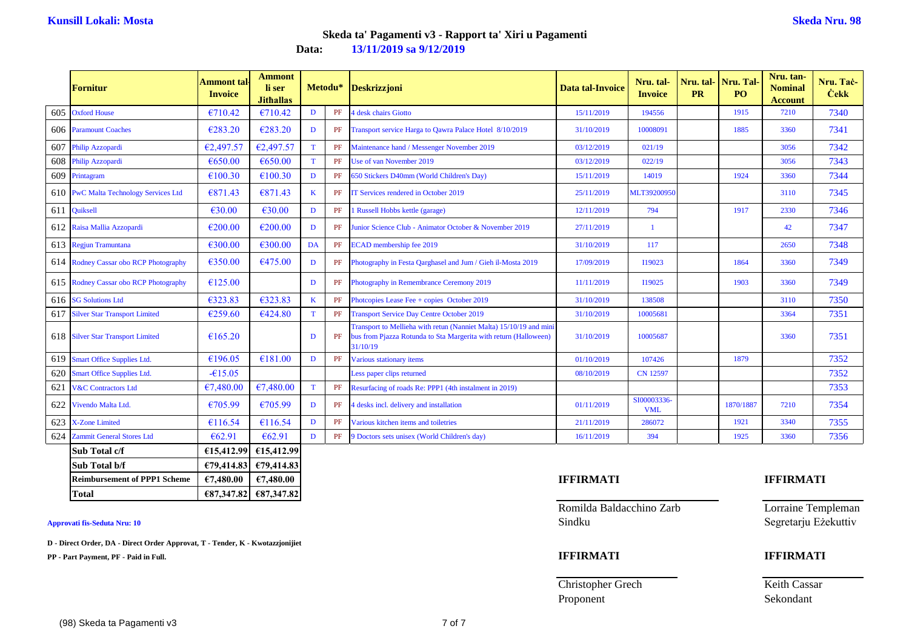**Kunsill Lokali: Mosta**

**Skeda Nru. 98**

## Skeda ta' Pagamenti v3 - Rapport ta' Xiri u Pagamenti

**Data: 13/11/2019 sa 9/12/2019**

| | Fornitur | Ammont tal-Invoice | Ammont li ser Jitħallas | Metodu* | | Deskrizzjoni | Data tal-Invoice | Nru. tal-Invoice | Nru. tal-PR | Nru. Tal-PO | Nru. tan-Nominal Account | Nru. Taċ-Ċekk |
|---|---|---|---|---|---|---|---|---|---|---|---|---|
| 605 | Oxford House | €710.42 | €710.42 | D | PF | 4 desk chairs Giotto | 15/11/2019 | 194556 | | 1915 | 7210 | 7340 |
| 606 | Paramount Coaches | €283.20 | €283.20 | D | PF | Transport service Harga to Qawra Palace Hotel 8/10/2019 | 31/10/2019 | 10008091 | | 1885 | 3360 | 7341 |
| 607 | Philip Azzopardi | €2,497.57 | €2,497.57 | T | PF | Maintenance hand / Messenger November 2019 | 03/12/2019 | 021/19 | | | 3056 | 7342 |
| 608 | Philip Azzopardi | €650.00 | €650.00 | T | PF | Use of van November 2019 | 03/12/2019 | 022/19 | | | 3056 | 7343 |
| 609 | Printagram | €100.30 | €100.30 | D | PF | 650 Stickers D40mm (World Children's Day) | 15/11/2019 | 14019 | | 1924 | 3360 | 7344 |
| 610 | PwC Malta Technology Services Ltd | €871.43 | €871.43 | K | PF | IT Services rendered in October 2019 | 25/11/2019 | MLT39200950 | | | 3110 | 7345 |
| 611 | Quiksell | €30.00 | €30.00 | D | PF | 1 Russell Hobbs kettle (garage) | 12/11/2019 | 794 | | 1917 | 2330 | 7346 |
| 612 | Raisa Mallia Azzopardi | €200.00 | €200.00 | D | PF | Junior Science Club - Animator October & November 2019 | 27/11/2019 | 1 | | | 42 | 7347 |
| 613 | Regjun Tramuntana | €300.00 | €300.00 | DA | PF | ECAD membership fee 2019 | 31/10/2019 | 117 | | | 2650 | 7348 |
| 614 | Rodney Cassar obo RCP Photography | €350.00 | €475.00 | D | PF | Photography in Festa Qarghasel and Jum / Gieh il-Mosta 2019 | 17/09/2019 | I19023 | | 1864 | 3360 | 7349 |
| 615 | Rodney Cassar obo RCP Photography | €125.00 | | D | PF | Photography in Remembrance Ceremony 2019 | 11/11/2019 | I19025 | | 1903 | 3360 | 7349 |
| 616 | SG Solutions Ltd | €323.83 | €323.83 | K | PF | Photcopies Lease Fee + copies October 2019 | 31/10/2019 | 138508 | | | 3110 | 7350 |
| 617 | Silver Star Transport Limited | €259.60 | €424.80 | T | PF | Transport Service Day Centre October 2019 | 31/10/2019 | 10005681 | | | 3364 | 7351 |
| 618 | Silver Star Transport Limited | €165.20 | | D | PF | Transport to Mellieha with retun (Nanniet Malta) 15/10/19 and mini bus from Pjazza Rotunda to Sta Margerita with return (Halloween) 31/10/19 | 31/10/2019 | 10005687 | | | 3360 | 7351 |
| 619 | Smart Office Supplies Ltd. | €196.05 | €181.00 | D | PF | Various stationary items | 01/10/2019 | 107426 | | 1879 | | 7352 |
| 620 | Smart Office Supplies Ltd. | -€15.05 | | | | Less paper clips returned | 08/10/2019 | CN 12597 | | | | 7352 |
| 621 | V&C Contractors Ltd | €7,480.00 | €7,480.00 | T | PF | Resurfacing of roads Re: PPP1 (4th instalment in 2019) | | | | | | 7353 |
| 622 | Vivendo Malta Ltd. | €705.99 | €705.99 | D | PF | 4 desks incl. delivery and installation | 01/11/2019 | SI00003336-VML | | 1870/1887 | 7210 | 7354 |
| 623 | X-Zone Limited | €116.54 | €116.54 | D | PF | Various kitchen items and toiletries | 21/11/2019 | 286072 | | 1921 | 3340 | 7355 |
| 624 | Zammit General Stores Ltd | €62.91 | €62.91 | D | PF | 9 Doctors sets unisex (World Children's day) | 16/11/2019 | 394 | | 1925 | 3360 | 7356 |

| | | |
|---|---|---|
| **Sub Total c/f** | **€15,412.99** | **€15,412.99** |
| **Sub Total b/f** | **€79,414.83** | **€79,414.83** |
| **Reimbursement of PPP1 Scheme** | **€7,480.00** | **€7,480.00** |
| **Total** | **€87,347.82** | **€87,347.82** |

**Approvati fis-Seduta Nru: 10**

**D - Direct Order, DA - Direct Order Approval, T - Tender, K - Kwotazzjonijiet**

**PP - Part Payment, PF - Paid in Full.**

**IFFIRMATI**

Romilda Baldacchino Zarb
Sindku

**IFFIRMATI**

Lorraine Templeman
Segretarju Eżekuttiv

**IFFIRMATI**

Christopher Grech
Proponent

**IFFIRMATI**

Keith Cassar
Sekondant

(98) Skeda ta Pagamenti v3